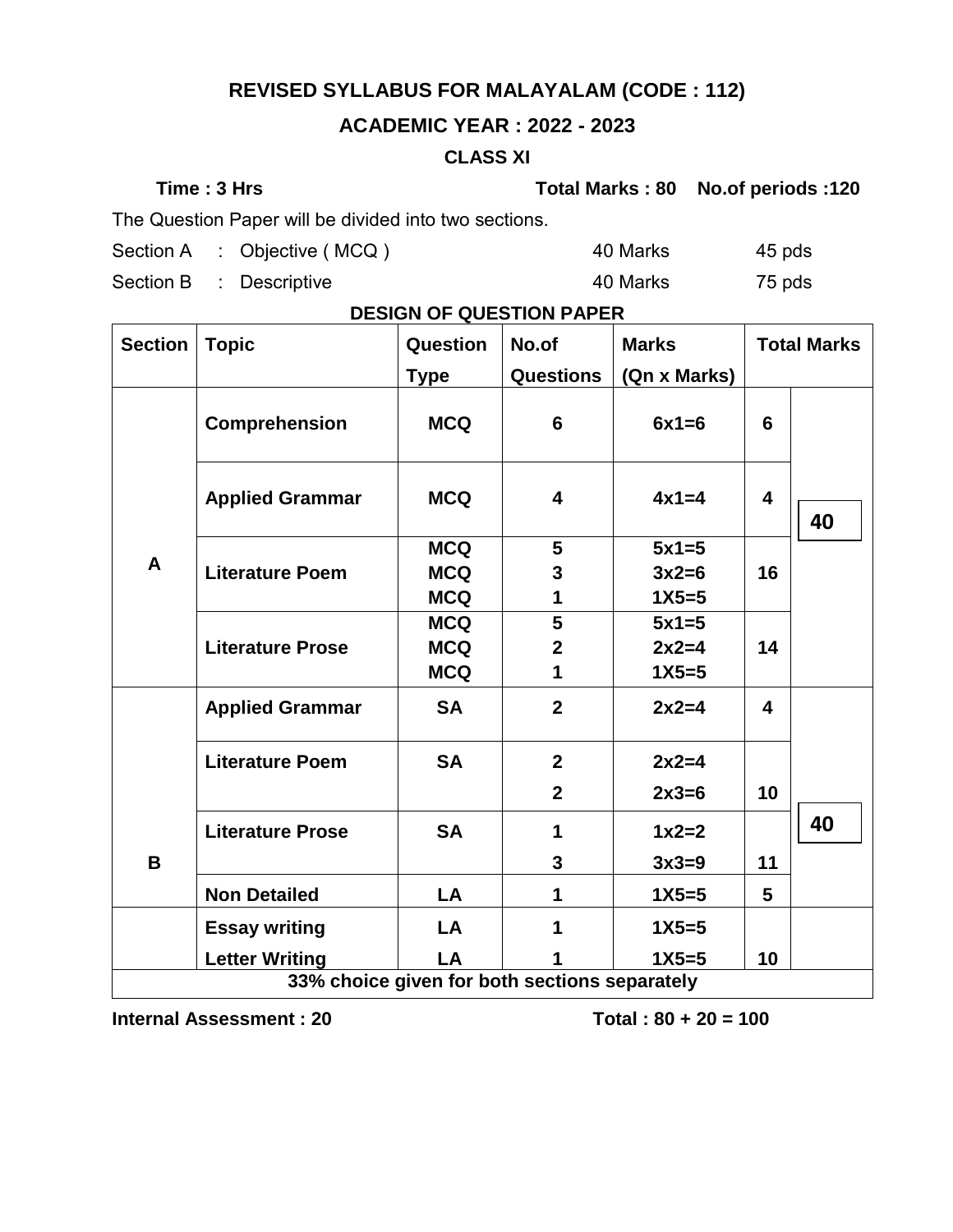# REVISED SYLLABUS FOR MALAYALAM (CODE : 112)

## ACADEMIC YEAR : 2022 - 2023

### CLASS XI

**Time : 3 Hrs** **Total Marks : 80** **No.of periods :120**

The Question Paper will be divided into two sections.

| | | | |
|---|---|---|---|
| Section A | : Objective ( MCQ ) | 40 Marks | 45 pds |
| Section B | : Descriptive | 40 Marks | 75 pds |

**DESIGN OF QUESTION PAPER**

| Section | Topic | Question Type | No.of Questions | Marks (Qn x Marks) | Total Marks | |
|---|---|---|---|---|---|---|
| A | Comprehension | MCQ | 6 | 6x1=6 | 6 | 40 |
| | Applied Grammar | MCQ | 4 | 4x1=4 | 4 | |
| | Literature Poem | MCQ<br>MCQ<br>MCQ | 5<br>3<br>1 | 5x1=5<br>3x2=6<br>1X5=5 | 16 | |
| | Literature Prose | MCQ<br>MCQ<br>MCQ | 5<br>2<br>1 | 5x1=5<br>2x2=4<br>1X5=5 | 14 | |
| B | Applied Grammar | SA | 2 | 2x2=4 | 4 | 40 |
| | Literature Poem | SA | 2<br>2 | 2x2=4<br>2x3=6 | 10 | |
| | Literature Prose | SA | 1<br>3 | 1x2=2<br>3x3=9 | 11 | |
| | Non Detailed | LA | 1 | 1X5=5 | 5 | |
| | Essay writing<br>Letter Writing | LA<br>LA | 1<br>1 | 1X5=5<br>1X5=5 | 10 | |
| 33% choice given for both sections separately | | | | | | |

**Internal Assessment : 20** **Total : 80 + 20 = 100**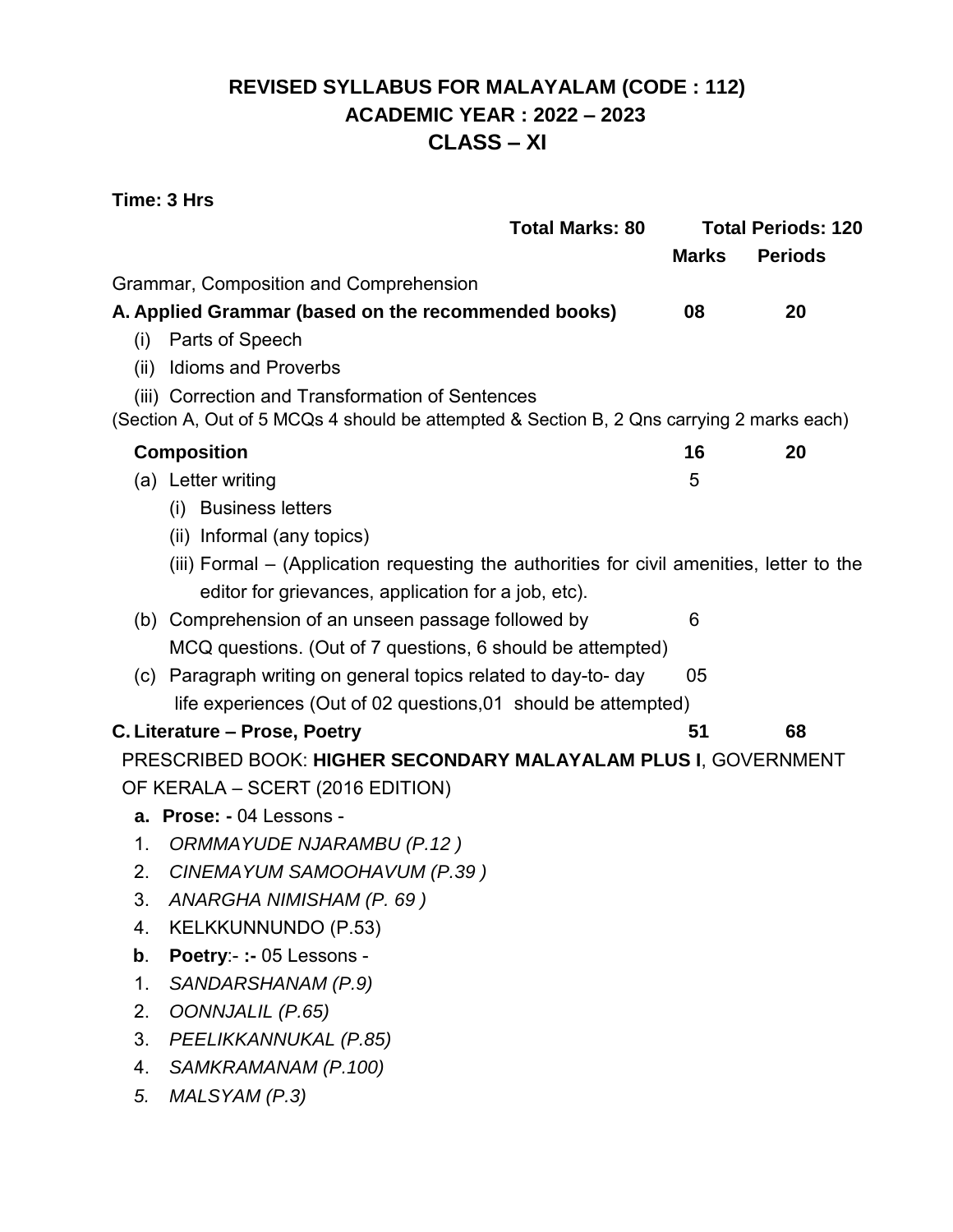# REVISED SYLLABUS FOR MALAYALAM (CODE : 112)
## ACADEMIC YEAR : 2022 – 2023
## CLASS – XI

**Time: 3 Hrs**

| | **Total Marks: 80** | **Total Periods: 120** |
|---|---|---|
| | **Marks** | **Periods** |
| Grammar, Composition and Comprehension | | |
| **A. Applied Grammar (based on the recommended books)** | **08** | **20** |
| (i) Parts of Speech | | |
| (ii) Idioms and Proverbs | | |
| (iii) Correction and Transformation of Sentences | | |
| (Section A, Out of 5 MCQs 4 should be attempted & Section B, 2 Qns carrying 2 marks each) | | |
| **Composition** | **16** | **20** |
| (a) Letter writing | 5 | |
| (i) Business letters | | |
| (ii) Informal (any topics) | | |
| (iii) Formal – (Application requesting the authorities for civil amenities, letter to the editor for grievances, application for a job, etc). | | |
| (b) Comprehension of an unseen passage followed by MCQ questions. (Out of 7 questions, 6 should be attempted) | 6 | |
| (c) Paragraph writing on general topics related to day-to- day life experiences (Out of 02 questions,01 should be attempted) | 05 | |
| **C. Literature – Prose, Poetry** | **51** | **68** |

PRESCRIBED BOOK: **HIGHER SECONDARY MALAYALAM PLUS I**, GOVERNMENT OF KERALA – SCERT (2016 EDITION)

**a. Prose: -** 04 Lessons -

1. *ORMMAYUDE NJARAMBU (P.12 )*
2. *CINEMAYUM SAMOOHAVUM (P.39 )*
3. *ANARGHA NIMISHAM (P. 69 )*
4. KELKKUNNUNDO (P.53)

**b**. **Poetry**:- **:-** 05 Lessons -

1. *SANDARSHANAM (P.9)*
2. *OONNJALIL (P.65)*
3. *PEELIKKANNUKAL (P.85)*
4. *SAMKRAMANAM (P.100)*
5. *MALSYAM (P.3)*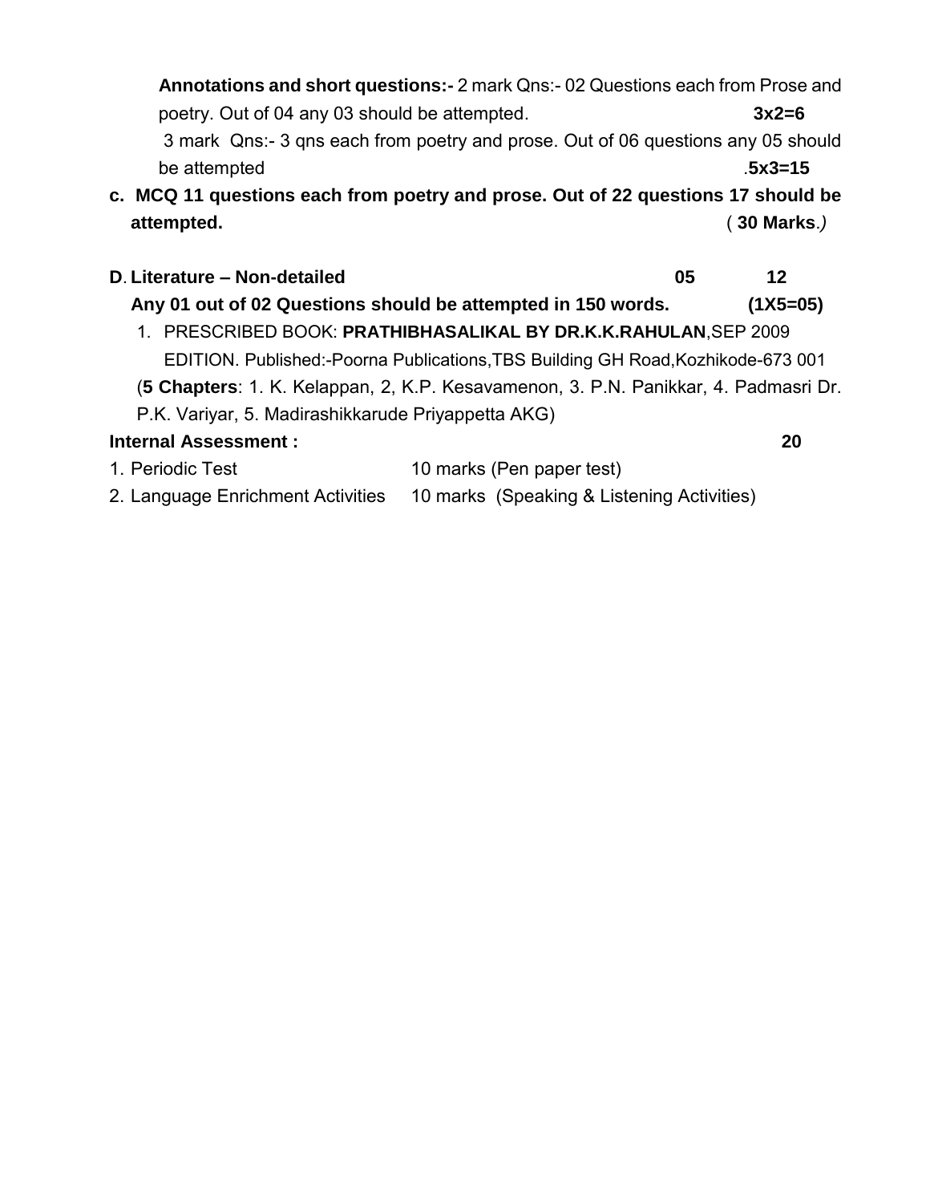**Annotations and short questions:-** 2 mark Qns:- 02 Questions each from Prose and poetry. Out of 04 any 03 should be attempted. **3x2=6**

3 mark Qns:- 3 qns each from poetry and prose. Out of 06 questions any 05 should be attempted .**5x3=15**

**c. MCQ 11 questions each from poetry and prose. Out of 22 questions 17 should be attempted.** ( **30 Marks**.)

**D. Literature – Non-detailed** **05** **12**

**Any 01 out of 02 Questions should be attempted in 150 words.** **(1X5=05)**

1. PRESCRIBED BOOK: **PRATHIBHASALIKAL BY DR.K.K.RAHULAN**,SEP 2009 EDITION. Published:-Poorna Publications,TBS Building GH Road,Kozhikode-673 001

(**5 Chapters**: 1. K. Kelappan, 2, K.P. Kesavamenon, 3. P.N. Panikkar, 4. Padmasri Dr. P.K. Variyar, 5. Madirashikkarude Priyappetta AKG)

**Internal Assessment :** **20**

1. Periodic Test 10 marks (Pen paper test)
2. Language Enrichment Activities 10 marks (Speaking & Listening Activities)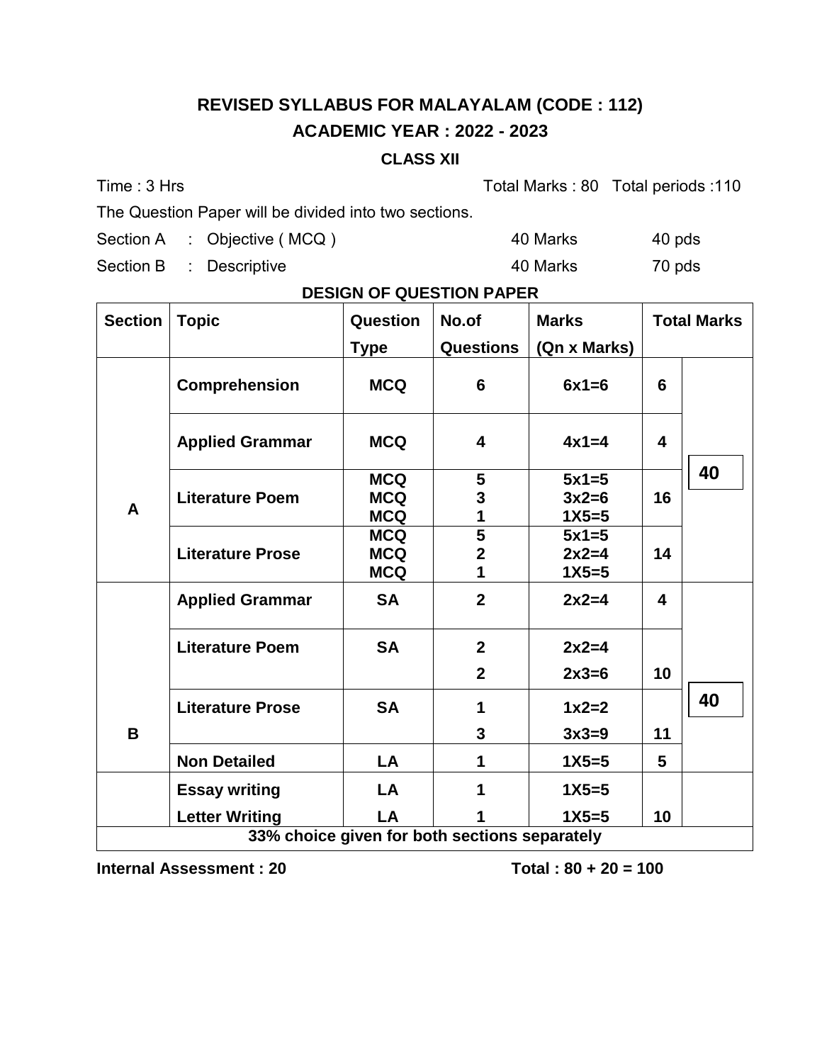# REVISED SYLLABUS FOR MALAYALAM (CODE : 112)

## ACADEMIC YEAR : 2022 - 2023

### CLASS XII

Time : 3 Hrs — Total Marks : 80 — Total periods :110

The Question Paper will be divided into two sections.

Section A : Objective ( MCQ ) — 40 Marks — 40 pds

Section B : Descriptive — 40 Marks — 70 pds

**DESIGN OF QUESTION PAPER**

| Section | Topic | Question Type | No.of Questions | Marks (Qn x Marks) | Total Marks | |
|---|---|---|---|---|---|---|
| A | **Comprehension** | **MCQ** | **6** | **6x1=6** | **6** | **40** |
| | **Applied Grammar** | **MCQ** | **4** | **4x1=4** | **4** | |
| | **Literature Poem** | **MCQ**<br>**MCQ**<br>**MCQ** | **5**<br>**3**<br>**1** | **5x1=5**<br>**3x2=6**<br>**1X5=5** | **16** | |
| | **Literature Prose** | **MCQ**<br>**MCQ**<br>**MCQ** | **5**<br>**2**<br>**1** | **5x1=5**<br>**2x2=4**<br>**1X5=5** | **14** | |
| B | **Applied Grammar** | **SA** | **2** | **2x2=4** | **4** | **40** |
| | **Literature Poem** | **SA** | **2**<br>**2** | **2x2=4**<br>**2x3=6** | **10** | |
| | **Literature Prose** | **SA** | **1**<br>**3** | **1x2=2**<br>**3x3=9** | **11** | |
| | **Non Detailed** | **LA** | **1** | **1X5=5** | **5** | |
| | **Essay writing**<br>**Letter Writing** | **LA**<br>**LA** | **1**<br>**1** | **1X5=5**<br>**1X5=5** | **10** | |
| **33% choice given for both sections separately** | | | | | | |

**Internal Assessment : 20** — **Total : 80 + 20 = 100**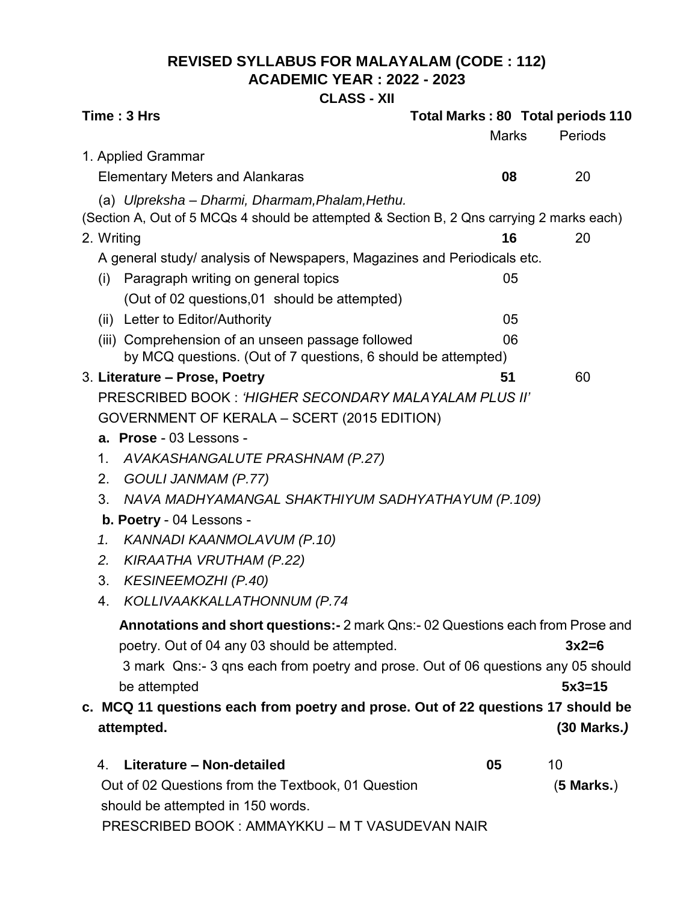# REVISED SYLLABUS FOR MALAYALAM (CODE : 112)
## ACADEMIC YEAR : 2022 - 2023
### CLASS - XII

**Time : 3 Hrs** **Total Marks : 80 Total periods 110**

| | Marks | Periods |
|---|---|---|
| 1. Applied Grammar | | |
| Elementary Meters and Alankaras | **08** | 20 |
| (a) *Ulpreksha – Dharmi, Dharmam,Phalam,Hethu.* | | |
| (Section A, Out of 5 MCQs 4 should be attempted & Section B, 2 Qns carrying 2 marks each) | | |
| 2. Writing | **16** | 20 |
| A general study/ analysis of Newspapers, Magazines and Periodicals etc. | | |
| (i) Paragraph writing on general topics (Out of 02 questions,01 should be attempted) | 05 | |
| (ii) Letter to Editor/Authority | 05 | |
| (iii) Comprehension of an unseen passage followed by MCQ questions. (Out of 7 questions, 6 should be attempted) | 06 | |
| 3. **Literature – Prose, Poetry** | **51** | 60 |

PRESCRIBED BOOK : *'HIGHER SECONDARY MALAYALAM PLUS II'*
GOVERNMENT OF KERALA – SCERT (2015 EDITION)

**a. Prose** - 03 Lessons -

1. *AVAKASHANGALUTE PRASHNAM (P.27)*
2. *GOULI JANMAM (P.77)*
3. *NAVA MADHYAMANGAL SHAKTHIYUM SADHYATHAYUM (P.109)*

**b. Poetry** - 04 Lessons -

1. *KANNADI KAANMOLAVUM (P.10)*
2. *KIRAATHA VRUTHAM (P.22)*
3. *KESINEEMOZHI (P.40)*
4. *KOLLIVAAKKALLATHONNUM (P.74*

**Annotations and short questions:-** 2 mark Qns:- 02 Questions each from Prose and poetry. Out of 04 any 03 should be attempted. **3x2=6**

3 mark Qns:- 3 qns each from poetry and prose. Out of 06 questions any 05 should be attempted **5x3=15**

**c. MCQ 11 questions each from poetry and prose. Out of 22 questions 17 should be attempted. (30 Marks.)**

| | Marks | Periods |
|---|---|---|
| 4. **Literature – Non-detailed** | **05** | 10 |

Out of 02 Questions from the Textbook, 01 Question should be attempted in 150 words. (**5 Marks.**)

PRESCRIBED BOOK : AMMAYKKU – M T VASUDEVAN NAIR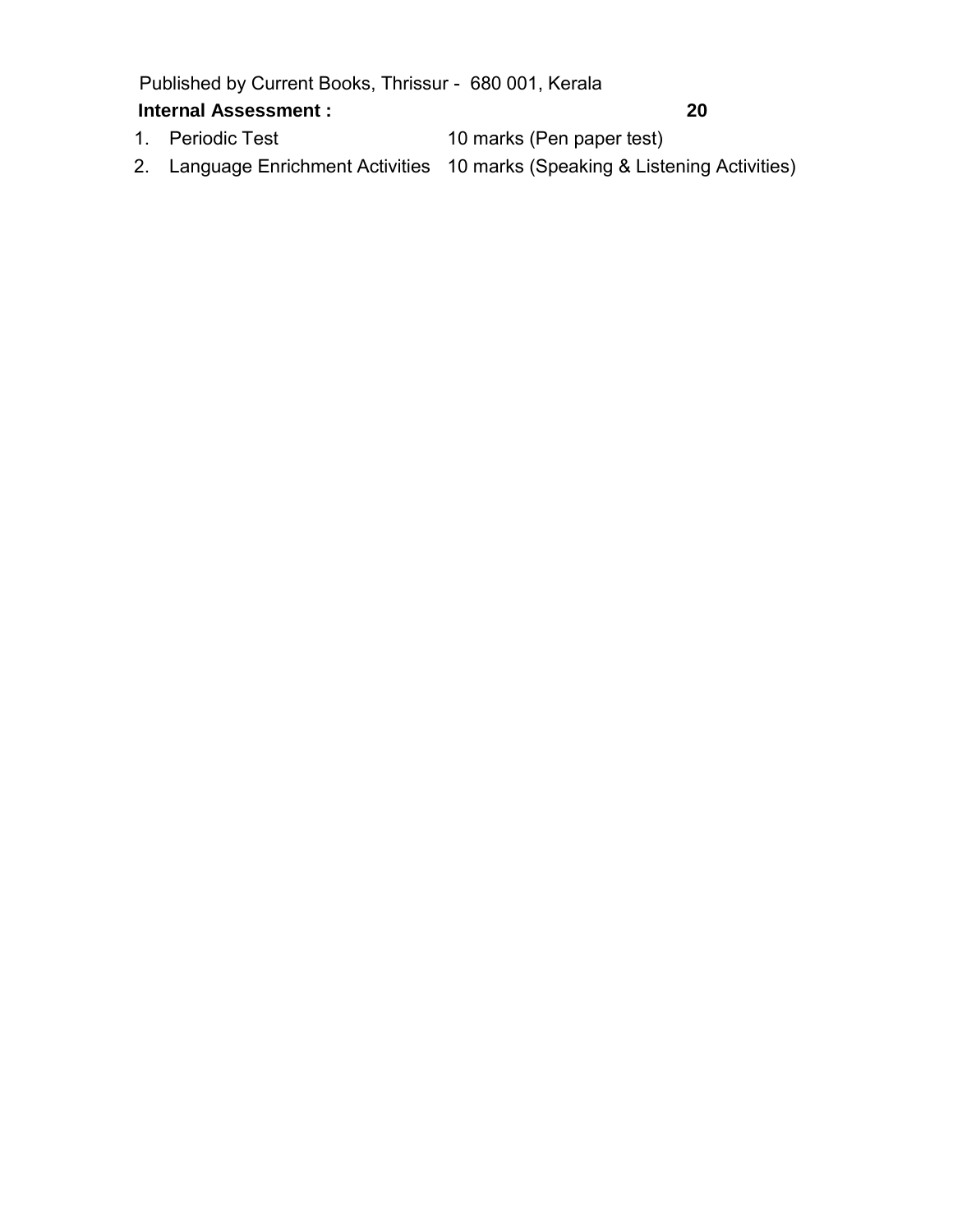Published by Current Books, Thrissur - 680 001, Kerala

**Internal Assessment : 20**

1. Periodic Test 10 marks (Pen paper test)
2. Language Enrichment Activities 10 marks (Speaking & Listening Activities)